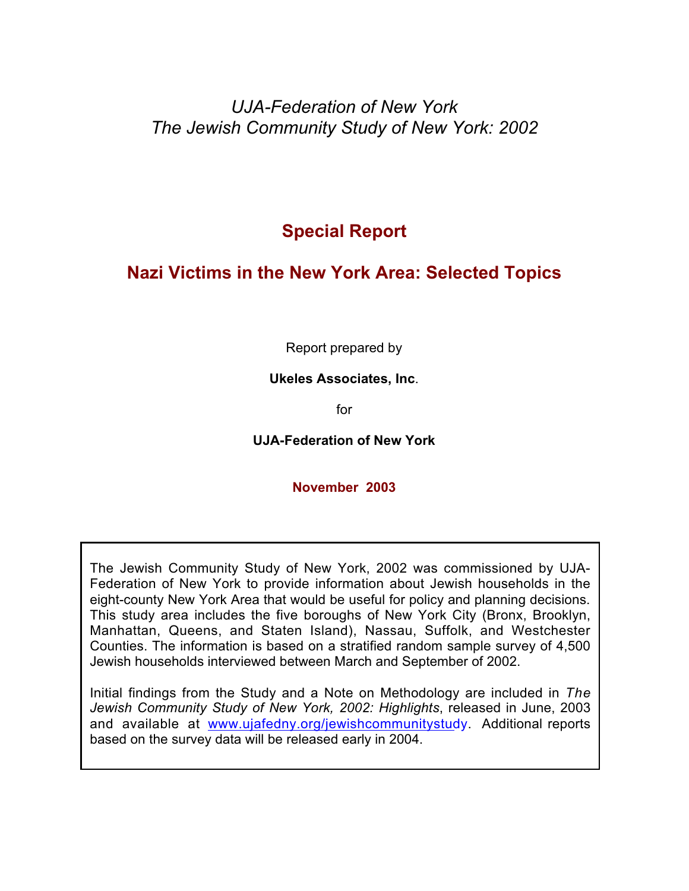*UJA-Federation of New York*
*The Jewish Community Study of New York: 2002*

# Special Report

## Nazi Victims in the New York Area: Selected Topics

Report prepared by

**Ukeles Associates, Inc**.

for

**UJA-Federation of New York**

**November 2003**

The Jewish Community Study of New York, 2002 was commissioned by UJA-Federation of New York to provide information about Jewish households in the eight-county New York Area that would be useful for policy and planning decisions. This study area includes the five boroughs of New York City (Bronx, Brooklyn, Manhattan, Queens, and Staten Island), Nassau, Suffolk, and Westchester Counties. The information is based on a stratified random sample survey of 4,500 Jewish households interviewed between March and September of 2002.

Initial findings from the Study and a Note on Methodology are included in *The Jewish Community Study of New York, 2002: Highlights*, released in June, 2003 and available at www.ujafedny.org/jewishcommunitystudy. Additional reports based on the survey data will be released early in 2004.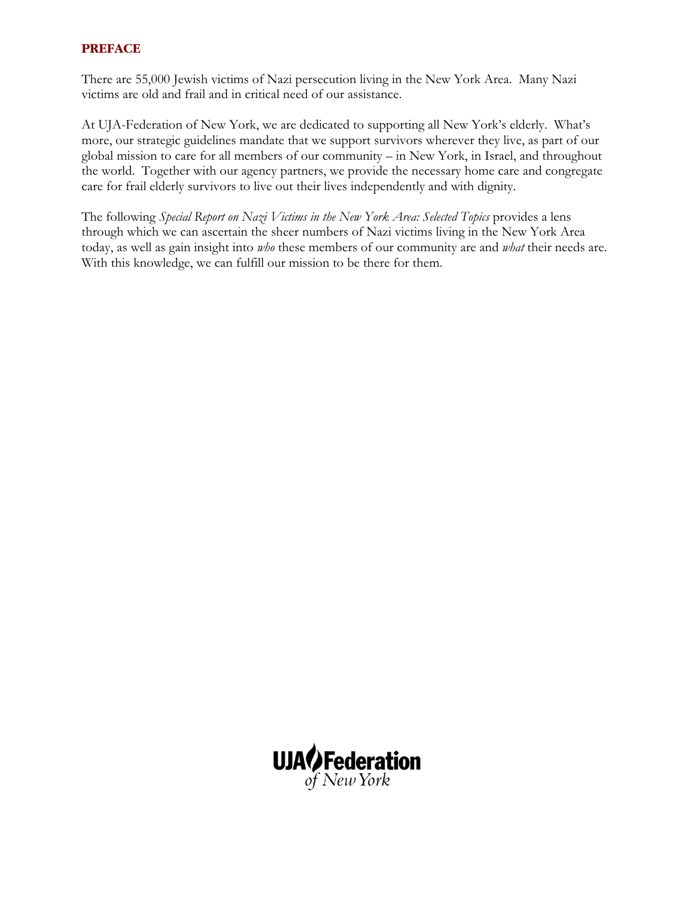# PREFACE

There are 55,000 Jewish victims of Nazi persecution living in the New York Area. Many Nazi victims are old and frail and in critical need of our assistance.

At UJA-Federation of New York, we are dedicated to supporting all New York's elderly. What's more, our strategic guidelines mandate that we support survivors wherever they live, as part of our global mission to care for all members of our community – in New York, in Israel, and throughout the world. Together with our agency partners, we provide the necessary home care and congregate care for frail elderly survivors to live out their lives independently and with dignity.

The following *Special Report on Nazi Victims in the New York Area: Selected Topics* provides a lens through which we can ascertain the sheer numbers of Nazi victims living in the New York Area today, as well as gain insight into *who* these members of our community are and *what* their needs are. With this knowledge, we can fulfill our mission to be there for them.

UJA-Federation of New York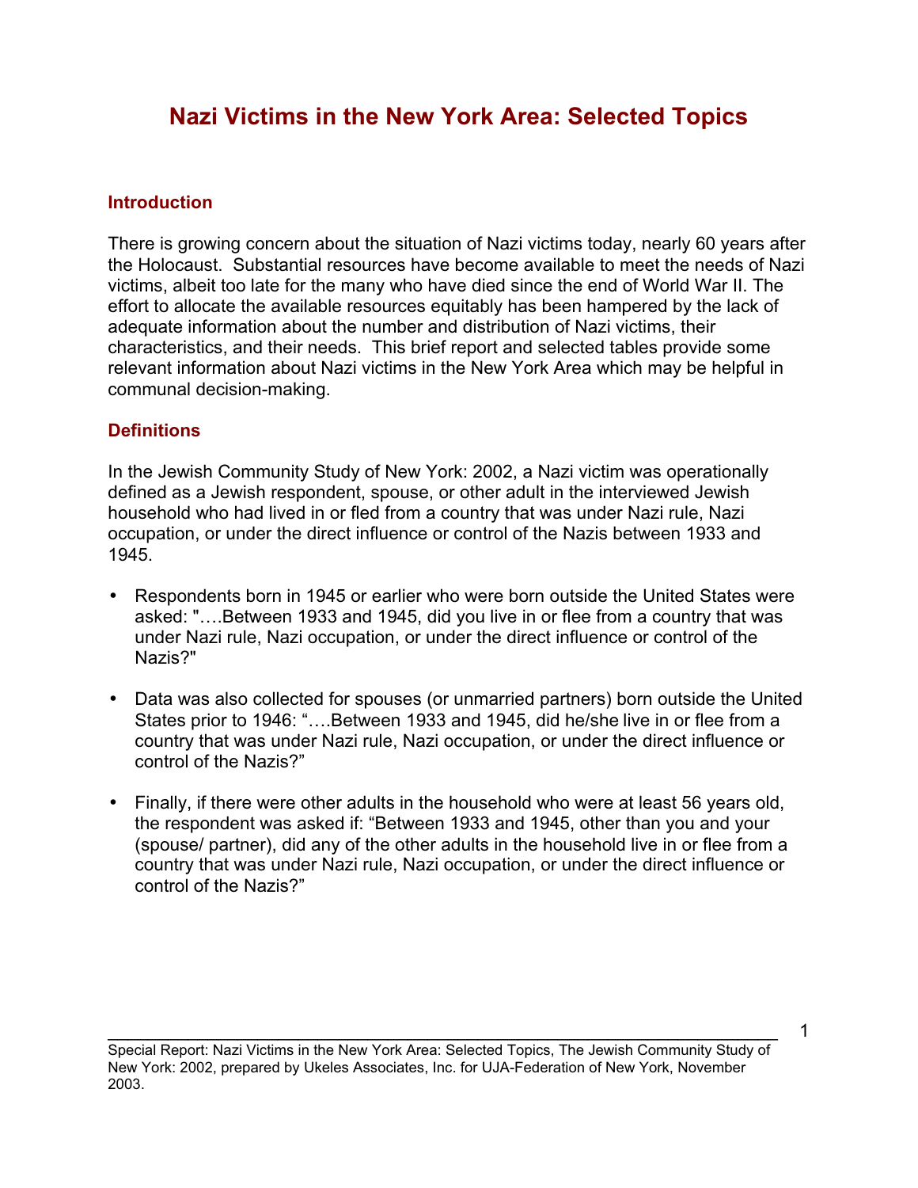# Nazi Victims in the New York Area: Selected Topics

## Introduction

There is growing concern about the situation of Nazi victims today, nearly 60 years after the Holocaust. Substantial resources have become available to meet the needs of Nazi victims, albeit too late for the many who have died since the end of World War II. The effort to allocate the available resources equitably has been hampered by the lack of adequate information about the number and distribution of Nazi victims, their characteristics, and their needs. This brief report and selected tables provide some relevant information about Nazi victims in the New York Area which may be helpful in communal decision-making.

## Definitions

In the Jewish Community Study of New York: 2002, a Nazi victim was operationally defined as a Jewish respondent, spouse, or other adult in the interviewed Jewish household who had lived in or fled from a country that was under Nazi rule, Nazi occupation, or under the direct influence or control of the Nazis between 1933 and 1945.

- Respondents born in 1945 or earlier who were born outside the United States were asked: "….Between 1933 and 1945, did you live in or flee from a country that was under Nazi rule, Nazi occupation, or under the direct influence or control of the Nazis?"
- Data was also collected for spouses (or unmarried partners) born outside the United States prior to 1946: "….Between 1933 and 1945, did he/she live in or flee from a country that was under Nazi rule, Nazi occupation, or under the direct influence or control of the Nazis?"
- Finally, if there were other adults in the household who were at least 56 years old, the respondent was asked if: "Between 1933 and 1945, other than you and your (spouse/ partner), did any of the other adults in the household live in or flee from a country that was under Nazi rule, Nazi occupation, or under the direct influence or control of the Nazis?"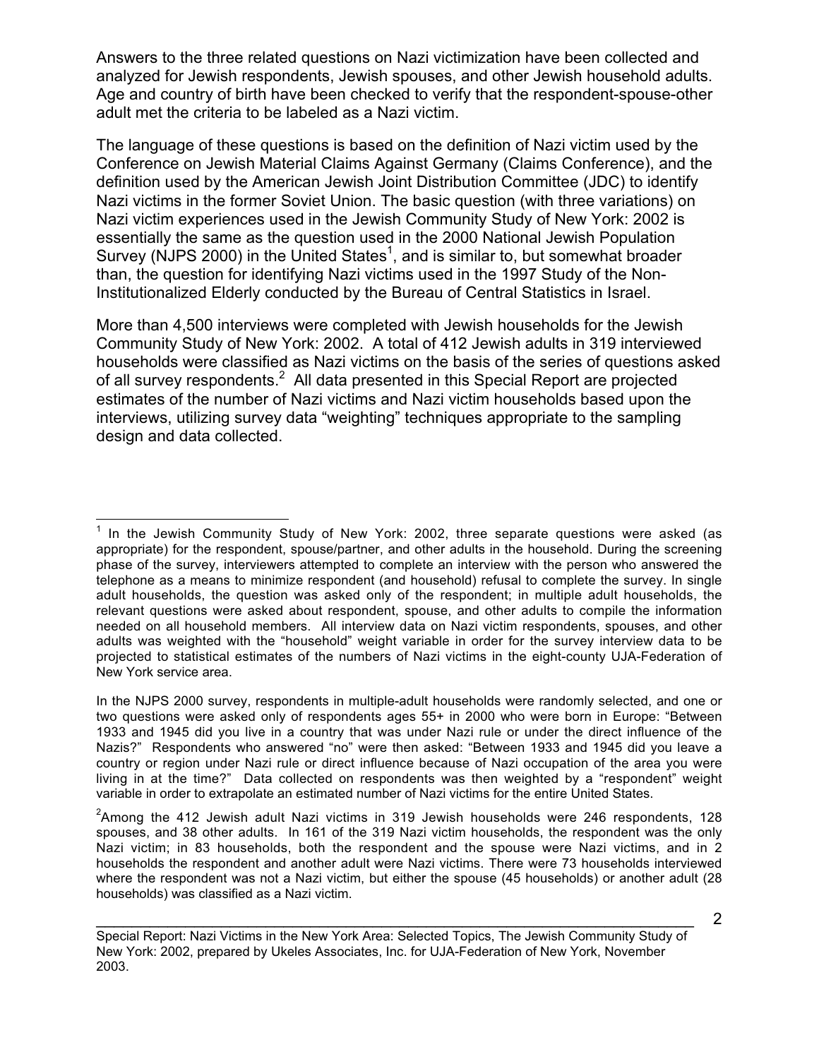Answers to the three related questions on Nazi victimization have been collected and analyzed for Jewish respondents, Jewish spouses, and other Jewish household adults. Age and country of birth have been checked to verify that the respondent-spouse-other adult met the criteria to be labeled as a Nazi victim.

The language of these questions is based on the definition of Nazi victim used by the Conference on Jewish Material Claims Against Germany (Claims Conference), and the definition used by the American Jewish Joint Distribution Committee (JDC) to identify Nazi victims in the former Soviet Union. The basic question (with three variations) on Nazi victim experiences used in the Jewish Community Study of New York: 2002 is essentially the same as the question used in the 2000 National Jewish Population Survey (NJPS 2000) in the United States[1], and is similar to, but somewhat broader than, the question for identifying Nazi victims used in the 1997 Study of the Non-Institutionalized Elderly conducted by the Bureau of Central Statistics in Israel.

More than 4,500 interviews were completed with Jewish households for the Jewish Community Study of New York: 2002. A total of 412 Jewish adults in 319 interviewed households were classified as Nazi victims on the basis of the series of questions asked of all survey respondents.[2] All data presented in this Special Report are projected estimates of the number of Nazi victims and Nazi victim households based upon the interviews, utilizing survey data "weighting" techniques appropriate to the sampling design and data collected.

---

[1] In the Jewish Community Study of New York: 2002, three separate questions were asked (as appropriate) for the respondent, spouse/partner, and other adults in the household. During the screening phase of the survey, interviewers attempted to complete an interview with the person who answered the telephone as a means to minimize respondent (and household) refusal to complete the survey. In single adult households, the question was asked only of the respondent; in multiple adult households, the relevant questions were asked about respondent, spouse, and other adults to compile the information needed on all household members. All interview data on Nazi victim respondents, spouses, and other adults was weighted with the "household" weight variable in order for the survey interview data to be projected to statistical estimates of the numbers of Nazi victims in the eight-county UJA-Federation of New York service area.

In the NJPS 2000 survey, respondents in multiple-adult households were randomly selected, and one or two questions were asked only of respondents ages 55+ in 2000 who were born in Europe: "Between 1933 and 1945 did you live in a country that was under Nazi rule or under the direct influence of the Nazis?" Respondents who answered "no" were then asked: "Between 1933 and 1945 did you leave a country or region under Nazi rule or direct influence because of Nazi occupation of the area you were living in at the time?" Data collected on respondents was then weighted by a "respondent" weight variable in order to extrapolate an estimated number of Nazi victims for the entire United States.

[2] Among the 412 Jewish adult Nazi victims in 319 Jewish households were 246 respondents, 128 spouses, and 38 other adults. In 161 of the 319 Nazi victim households, the respondent was the only Nazi victim; in 83 households, both the respondent and the spouse were Nazi victims, and in 2 households the respondent and another adult were Nazi victims. There were 73 households interviewed where the respondent was not a Nazi victim, but either the spouse (45 households) or another adult (28 households) was classified as a Nazi victim.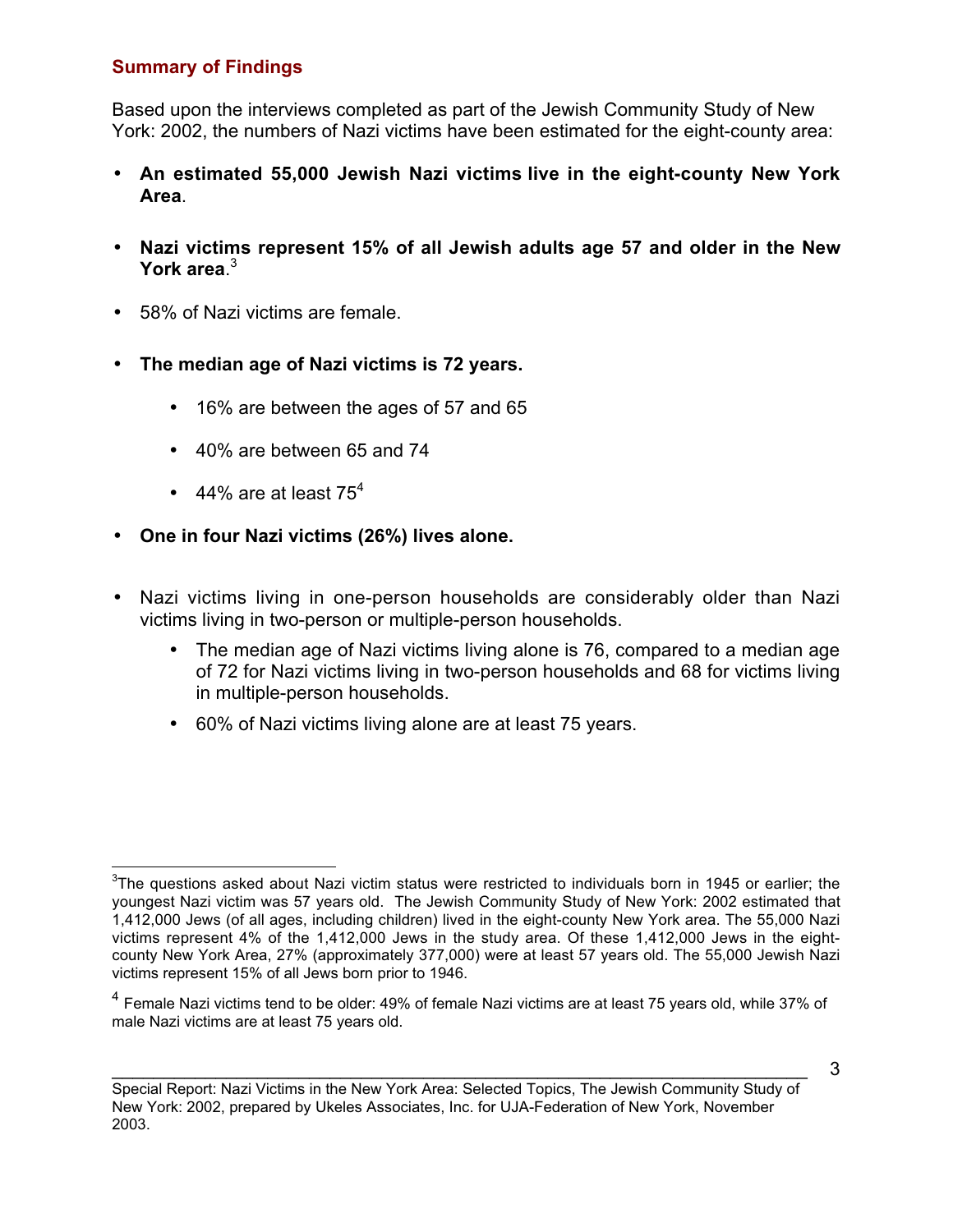## Summary of Findings

Based upon the interviews completed as part of the Jewish Community Study of New York: 2002, the numbers of Nazi victims have been estimated for the eight-county area:

- **An estimated 55,000 Jewish Nazi victims live in the eight-county New York Area**.
- **Nazi victims represent 15% of all Jewish adults age 57 and older in the New York area**.[3]
- 58% of Nazi victims are female.
- **The median age of Nazi victims is 72 years.**
  - 16% are between the ages of 57 and 65
  - 40% are between 65 and 74
  - 44% are at least 75[4]
- **One in four Nazi victims (26%) lives alone.**
- Nazi victims living in one-person households are considerably older than Nazi victims living in two-person or multiple-person households.
  - The median age of Nazi victims living alone is 76, compared to a median age of 72 for Nazi victims living in two-person households and 68 for victims living in multiple-person households.
  - 60% of Nazi victims living alone are at least 75 years.

---

[3] The questions asked about Nazi victim status were restricted to individuals born in 1945 or earlier; the youngest Nazi victim was 57 years old. The Jewish Community Study of New York: 2002 estimated that 1,412,000 Jews (of all ages, including children) lived in the eight-county New York area. The 55,000 Nazi victims represent 4% of the 1,412,000 Jews in the study area. Of these 1,412,000 Jews in the eight-county New York Area, 27% (approximately 377,000) were at least 57 years old. The 55,000 Jewish Nazi victims represent 15% of all Jews born prior to 1946.

[4] Female Nazi victims tend to be older: 49% of female Nazi victims are at least 75 years old, while 37% of male Nazi victims are at least 75 years old.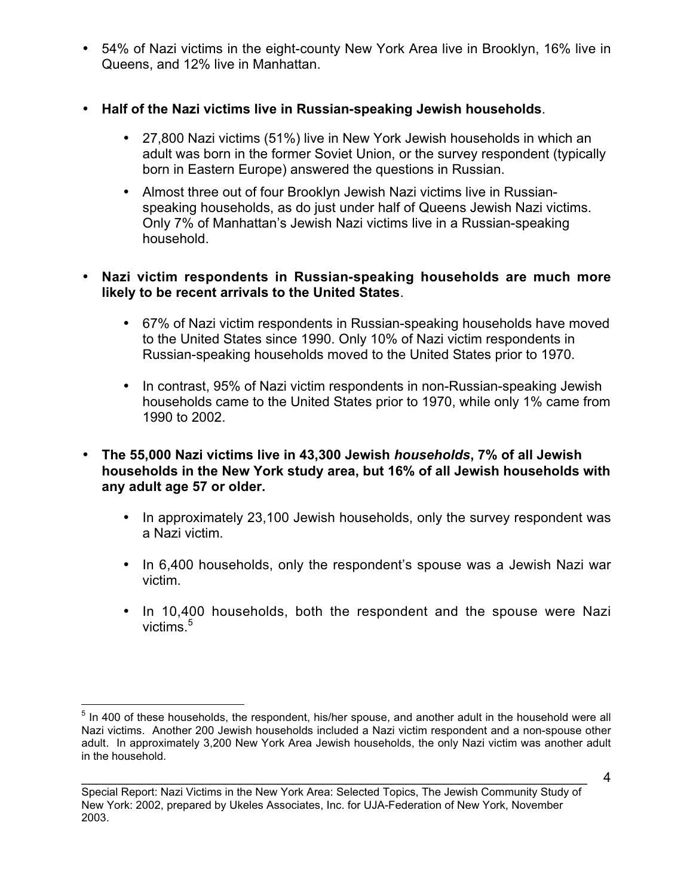- 54% of Nazi victims in the eight-county New York Area live in Brooklyn, 16% live in Queens, and 12% live in Manhattan.

- **Half of the Nazi victims live in Russian-speaking Jewish households**.

  - 27,800 Nazi victims (51%) live in New York Jewish households in which an adult was born in the former Soviet Union, or the survey respondent (typically born in Eastern Europe) answered the questions in Russian.

  - Almost three out of four Brooklyn Jewish Nazi victims live in Russian-speaking households, as do just under half of Queens Jewish Nazi victims. Only 7% of Manhattan's Jewish Nazi victims live in a Russian-speaking household.

- **Nazi victim respondents in Russian-speaking households are much more likely to be recent arrivals to the United States**.

  - 67% of Nazi victim respondents in Russian-speaking households have moved to the United States since 1990. Only 10% of Nazi victim respondents in Russian-speaking households moved to the United States prior to 1970.

  - In contrast, 95% of Nazi victim respondents in non-Russian-speaking Jewish households came to the United States prior to 1970, while only 1% came from 1990 to 2002.

- **The 55,000 Nazi victims live in 43,300 Jewish *households*, 7% of all Jewish households in the New York study area, but 16% of all Jewish households with any adult age 57 or older.**

  - In approximately 23,100 Jewish households, only the survey respondent was a Nazi victim.

  - In 6,400 households, only the respondent's spouse was a Jewish Nazi war victim.

  - In 10,400 households, both the respondent and the spouse were Nazi victims.[5]

---

[5] In 400 of these households, the respondent, his/her spouse, and another adult in the household were all Nazi victims. Another 200 Jewish households included a Nazi victim respondent and a non-spouse other adult. In approximately 3,200 New York Area Jewish households, the only Nazi victim was another adult in the household.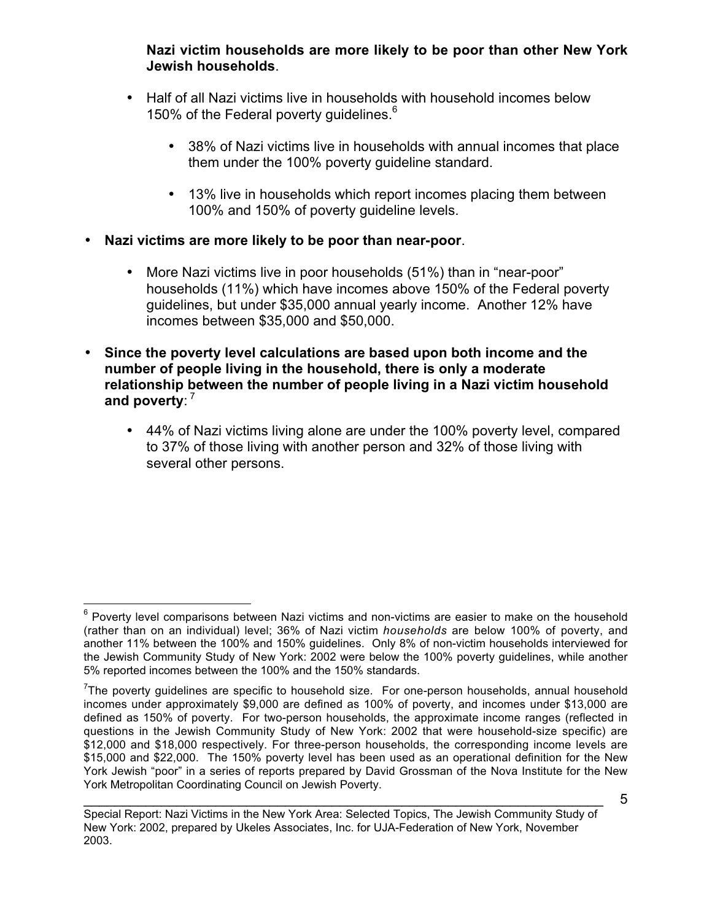**Nazi victim households are more likely to be poor than other New York Jewish households**.

- Half of all Nazi victims live in households with household incomes below 150% of the Federal poverty guidelines.[6]
  - 38% of Nazi victims live in households with annual incomes that place them under the 100% poverty guideline standard.
  - 13% live in households which report incomes placing them between 100% and 150% of poverty guideline levels.

- **Nazi victims are more likely to be poor than near-poor**.
  - More Nazi victims live in poor households (51%) than in "near-poor" households (11%) which have incomes above 150% of the Federal poverty guidelines, but under $35,000 annual yearly income. Another 12% have incomes between $35,000 and $50,000.

- **Since the poverty level calculations are based upon both income and the number of people living in the household, there is only a moderate relationship between the number of people living in a Nazi victim household and poverty**:[7]
  - 44% of Nazi victims living alone are under the 100% poverty level, compared to 37% of those living with another person and 32% of those living with several other persons.

---

[6] Poverty level comparisons between Nazi victims and non-victims are easier to make on the household (rather than on an individual) level; 36% of Nazi victim *households* are below 100% of poverty, and another 11% between the 100% and 150% guidelines. Only 8% of non-victim households interviewed for the Jewish Community Study of New York: 2002 were below the 100% poverty guidelines, while another 5% reported incomes between the 100% and the 150% standards.

[7] The poverty guidelines are specific to household size. For one-person households, annual household incomes under approximately $9,000 are defined as 100% of poverty, and incomes under $13,000 are defined as 150% of poverty. For two-person households, the approximate income ranges (reflected in questions in the Jewish Community Study of New York: 2002 that were household-size specific) are $12,000 and $18,000 respectively. For three-person households, the corresponding income levels are $15,000 and $22,000. The 150% poverty level has been used as an operational definition for the New York Jewish "poor" in a series of reports prepared by David Grossman of the Nova Institute for the New York Metropolitan Coordinating Council on Jewish Poverty.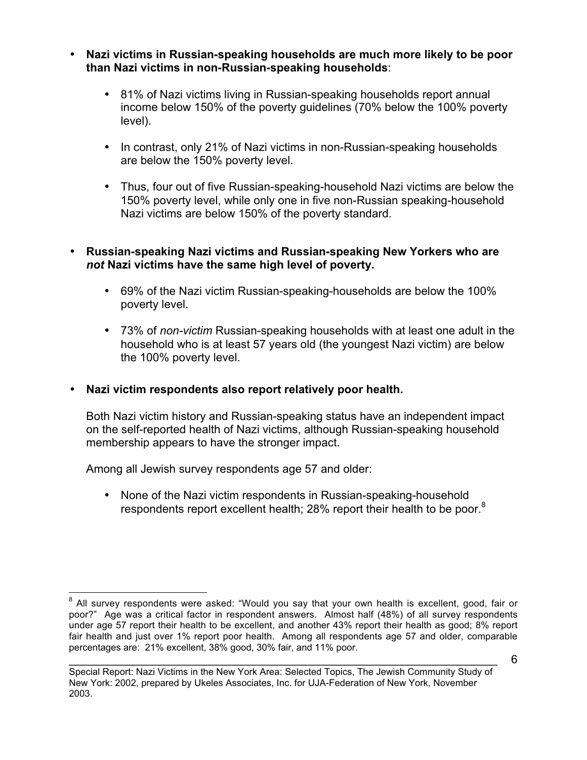- **Nazi victims in Russian-speaking households are much more likely to be poor than Nazi victims in non-Russian-speaking households**:

    - 81% of Nazi victims living in Russian-speaking households report annual income below 150% of the poverty guidelines (70% below the 100% poverty level).

    - In contrast, only 21% of Nazi victims in non-Russian-speaking households are below the 150% poverty level.

    - Thus, four out of five Russian-speaking-household Nazi victims are below the 150% poverty level, while only one in five non-Russian speaking-household Nazi victims are below 150% of the poverty standard.

- **Russian-speaking Nazi victims and Russian-speaking New Yorkers who are *not* Nazi victims have the same high level of poverty.**

    - 69% of the Nazi victim Russian-speaking-households are below the 100% poverty level.

    - 73% of *non-victim* Russian-speaking households with at least one adult in the household who is at least 57 years old (the youngest Nazi victim) are below the 100% poverty level.

- **Nazi victim respondents also report relatively poor health.**

  Both Nazi victim history and Russian-speaking status have an independent impact on the self-reported health of Nazi victims, although Russian-speaking household membership appears to have the stronger impact.

  Among all Jewish survey respondents age 57 and older:

    - None of the Nazi victim respondents in Russian-speaking-household respondents report excellent health; 28% report their health to be poor.[8]

---

[8] All survey respondents were asked: "Would you say that your own health is excellent, good, fair or poor?" Age was a critical factor in respondent answers. Almost half (48%) of all survey respondents under age 57 report their health to be excellent, and another 43% report their health as good; 8% report fair health and just over 1% report poor health. Among all respondents age 57 and older, comparable percentages are: 21% excellent, 38% good, 30% fair, and 11% poor.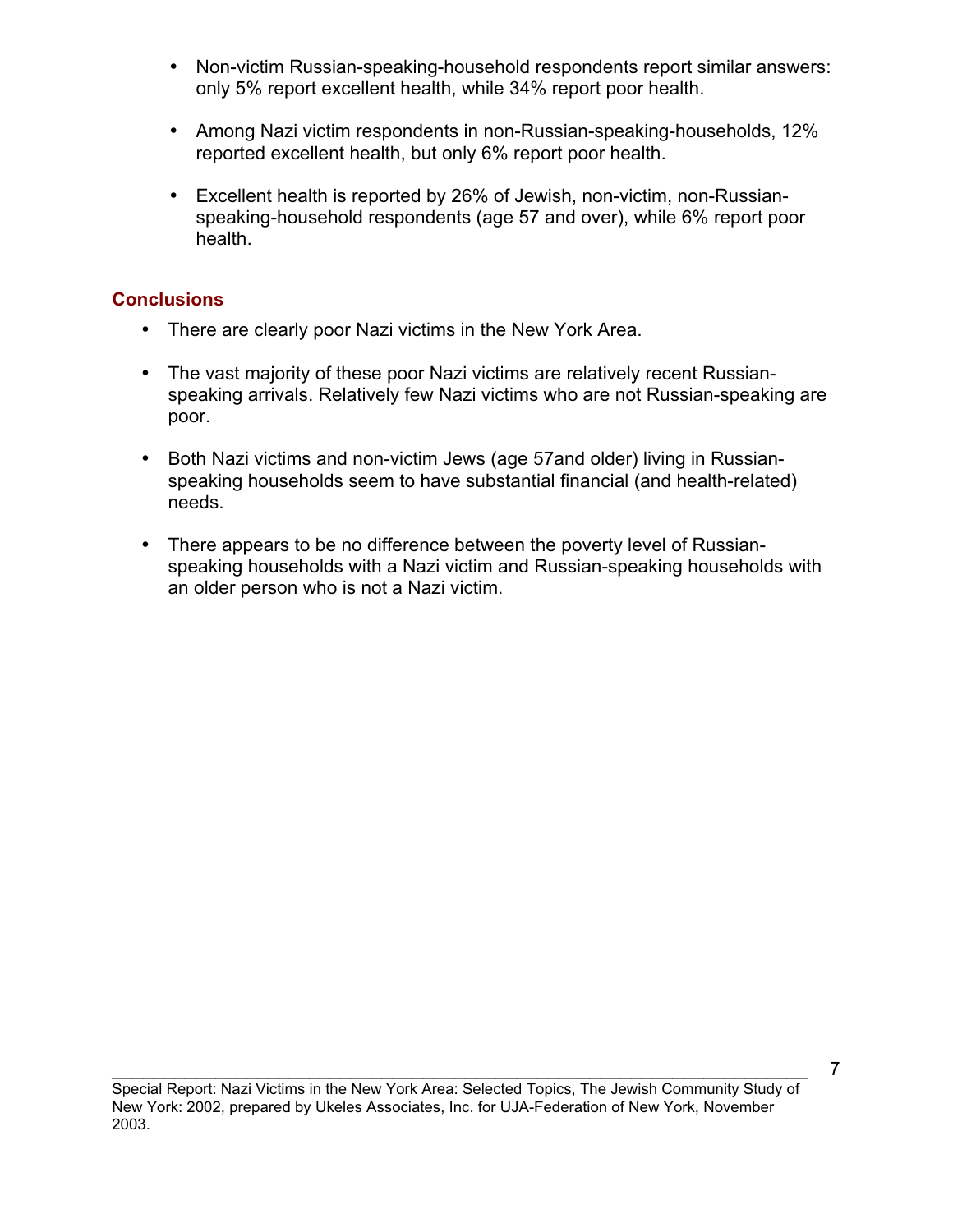- Non-victim Russian-speaking-household respondents report similar answers: only 5% report excellent health, while 34% report poor health.

- Among Nazi victim respondents in non-Russian-speaking-households, 12% reported excellent health, but only 6% report poor health.

- Excellent health is reported by 26% of Jewish, non-victim, non-Russian-speaking-household respondents (age 57 and over), while 6% report poor health.

## Conclusions

- There are clearly poor Nazi victims in the New York Area.

- The vast majority of these poor Nazi victims are relatively recent Russian-speaking arrivals. Relatively few Nazi victims who are not Russian-speaking are poor.

- Both Nazi victims and non-victim Jews (age 57and older) living in Russian-speaking households seem to have substantial financial (and health-related) needs.

- There appears to be no difference between the poverty level of Russian-speaking households with a Nazi victim and Russian-speaking households with an older person who is not a Nazi victim.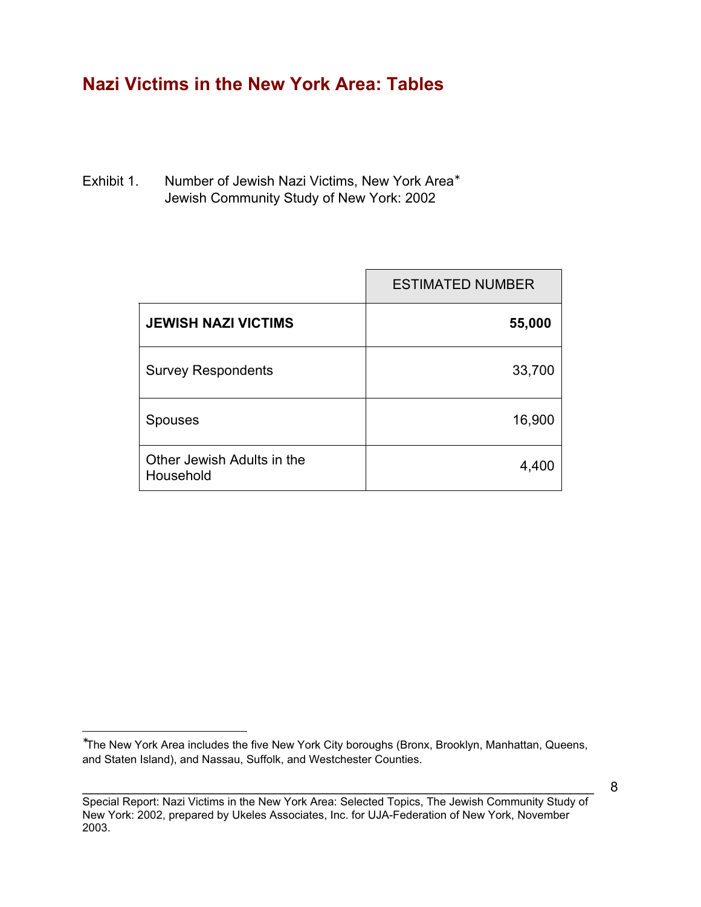## Nazi Victims in the New York Area: Tables

Exhibit 1. Number of Jewish Nazi Victims, New York Area*
Jewish Community Study of New York: 2002

| | ESTIMATED NUMBER |
|---|---:|
| **JEWISH NAZI VICTIMS** | **55,000** |
| Survey Respondents | 33,700 |
| Spouses | 16,900 |
| Other Jewish Adults in the Household | 4,400 |

*The New York Area includes the five New York City boroughs (Bronx, Brooklyn, Manhattan, Queens, and Staten Island), and Nassau, Suffolk, and Westchester Counties.

Special Report: Nazi Victims in the New York Area: Selected Topics, The Jewish Community Study of New York: 2002, prepared by Ukeles Associates, Inc. for UJA-Federation of New York, November 2003.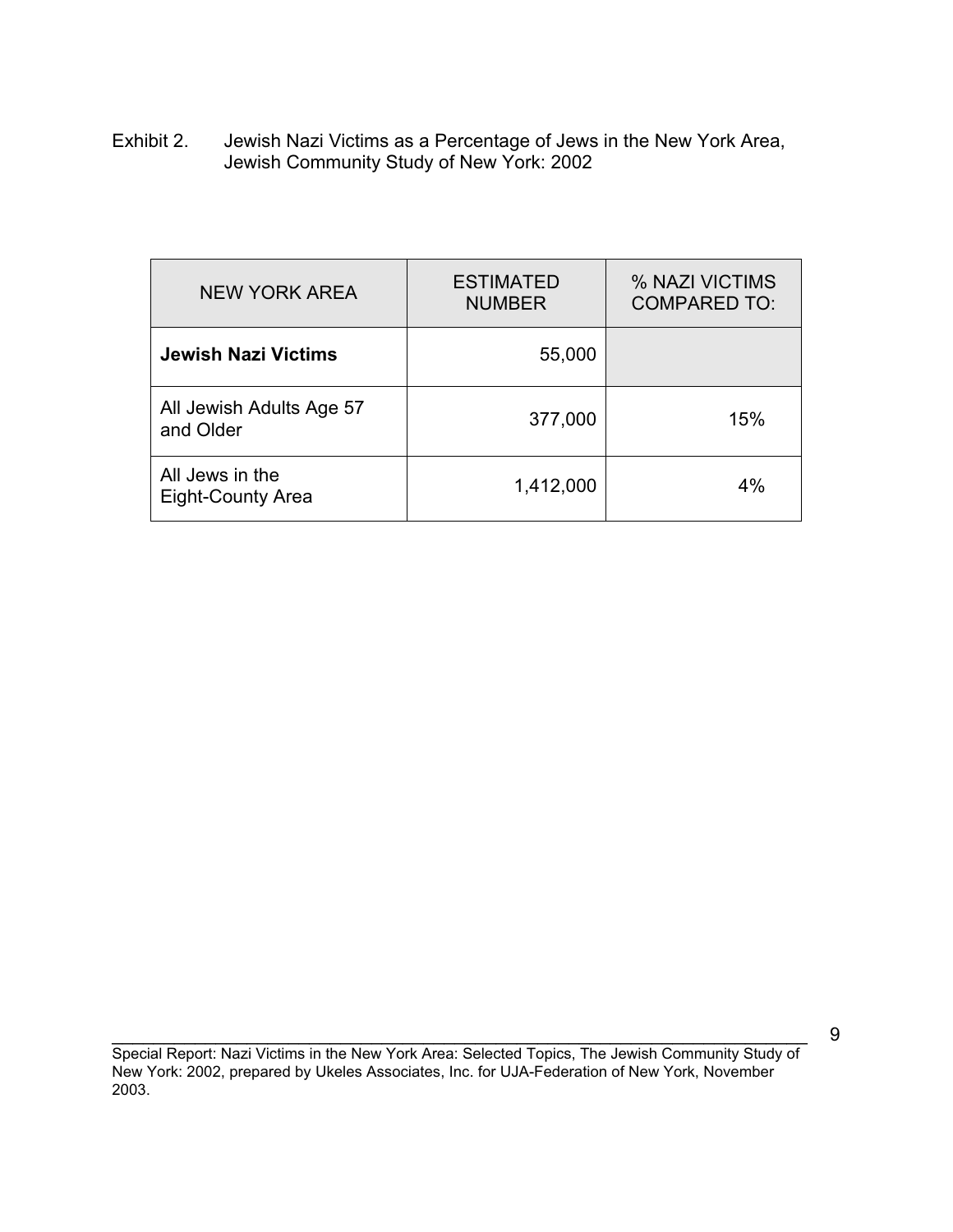Exhibit 2. Jewish Nazi Victims as a Percentage of Jews in the New York Area, Jewish Community Study of New York: 2002

| NEW YORK AREA | ESTIMATED NUMBER | % NAZI VICTIMS COMPARED TO: |
| --- | --- | --- |
| **Jewish Nazi Victims** | 55,000 | |
| All Jewish Adults Age 57 and Older | 377,000 | 15% |
| All Jews in the Eight-County Area | 1,412,000 | 4% |

Special Report: Nazi Victims in the New York Area: Selected Topics, The Jewish Community Study of New York: 2002, prepared by Ukeles Associates, Inc. for UJA-Federation of New York, November 2003.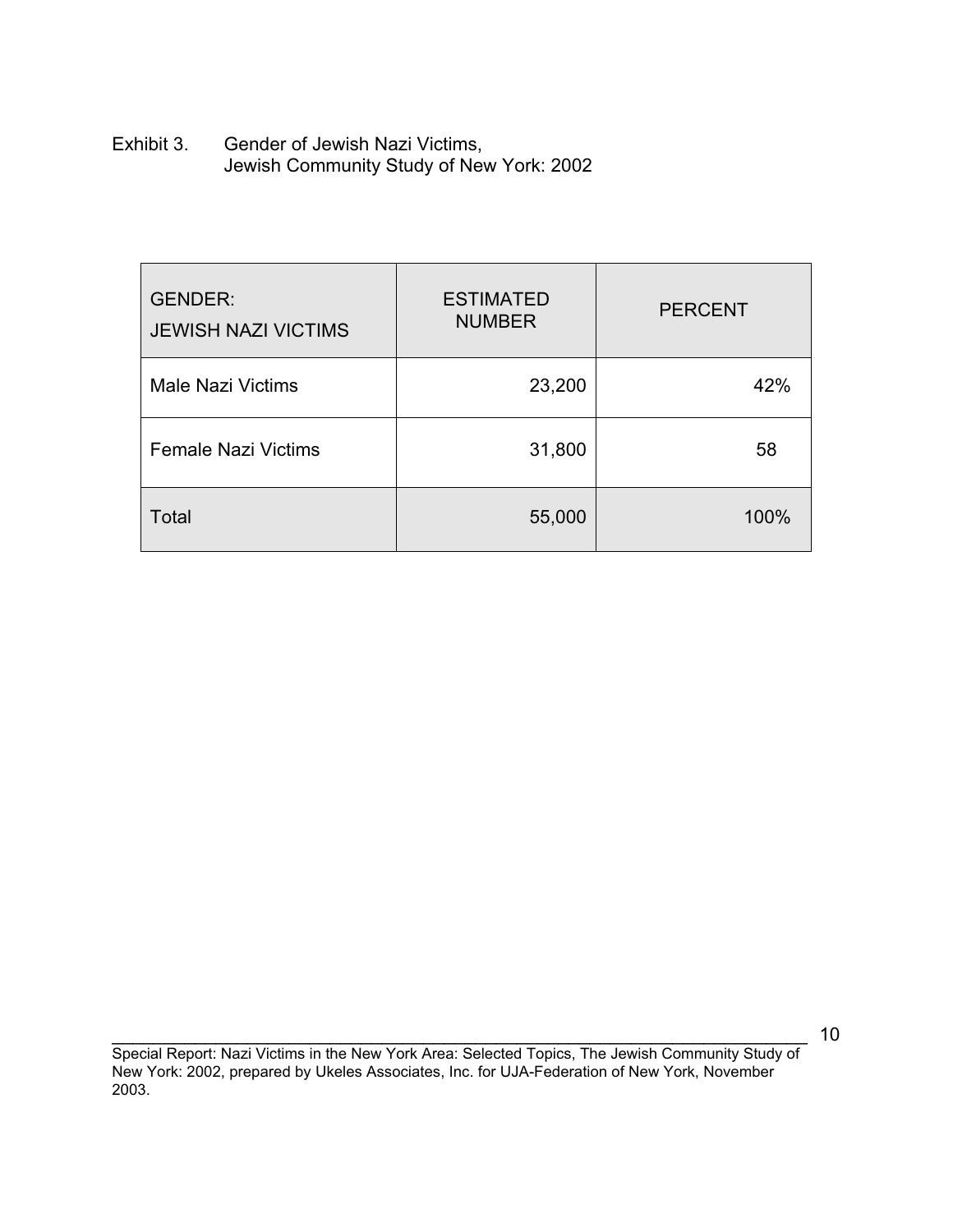Exhibit 3. Gender of Jewish Nazi Victims, Jewish Community Study of New York: 2002

| GENDER: JEWISH NAZI VICTIMS | ESTIMATED NUMBER | PERCENT |
|---|---|---|
| Male Nazi Victims | 23,200 | 42% |
| Female Nazi Victims | 31,800 | 58 |
| Total | 55,000 | 100% |

Special Report: Nazi Victims in the New York Area: Selected Topics, The Jewish Community Study of New York: 2002, prepared by Ukeles Associates, Inc. for UJA-Federation of New York, November 2003.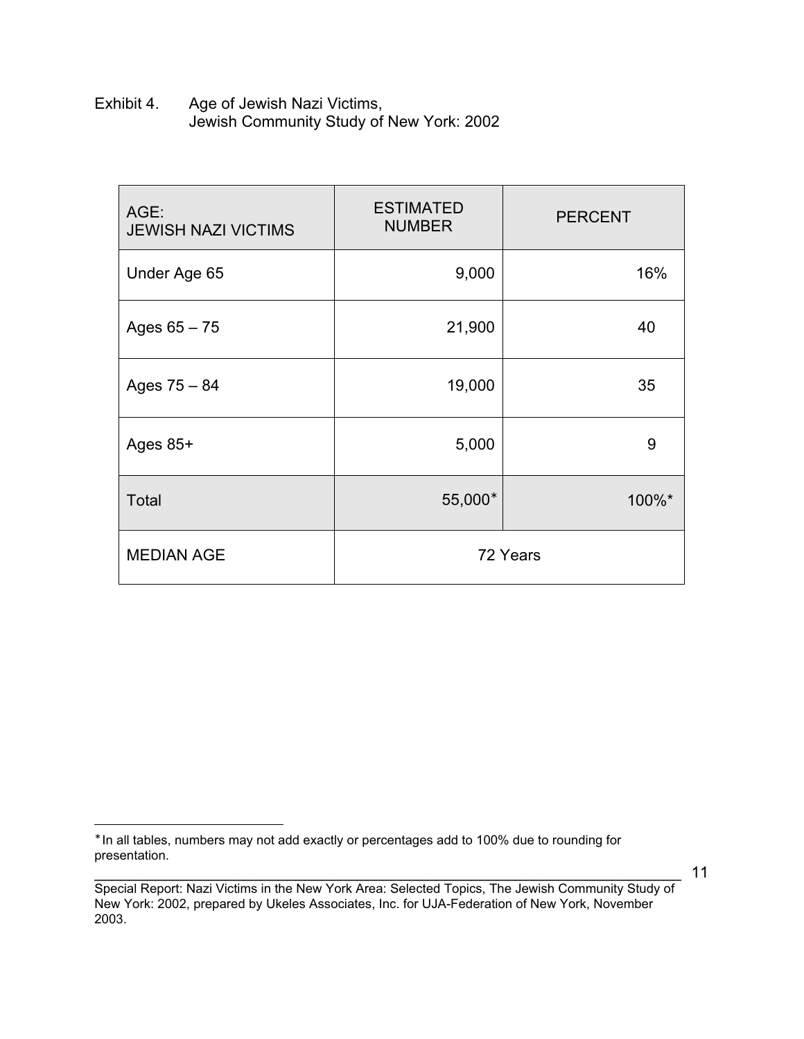Exhibit 4. Age of Jewish Nazi Victims, Jewish Community Study of New York: 2002

| AGE: JEWISH NAZI VICTIMS | ESTIMATED NUMBER | PERCENT |
|---|---|---|
| Under Age 65 | 9,000 | 16% |
| Ages 65 – 75 | 21,900 | 40 |
| Ages 75 – 84 | 19,000 | 35 |
| Ages 85+ | 5,000 | 9 |
| Total | 55,000* | 100%* |
| MEDIAN AGE | 72 Years | |

*In all tables, numbers may not add exactly or percentages add to 100% due to rounding for presentation.

Special Report: Nazi Victims in the New York Area: Selected Topics, The Jewish Community Study of New York: 2002, prepared by Ukeles Associates, Inc. for UJA-Federation of New York, November 2003.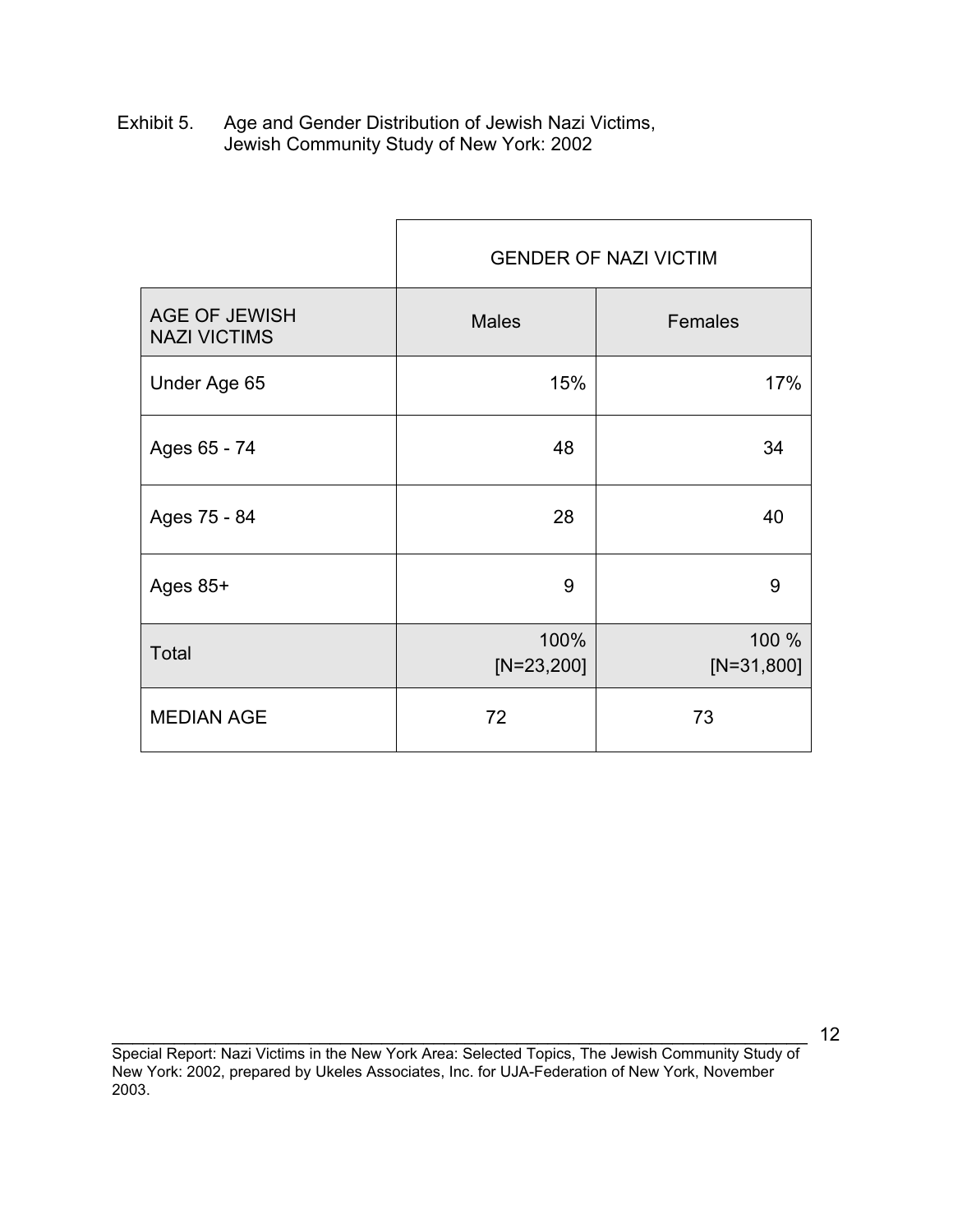Exhibit 5. Age and Gender Distribution of Jewish Nazi Victims, Jewish Community Study of New York: 2002

| | GENDER OF NAZI VICTIM | |
|---|---|---|
| AGE OF JEWISH NAZI VICTIMS | Males | Females |
| Under Age 65 | 15% | 17% |
| Ages 65 - 74 | 48 | 34 |
| Ages 75 - 84 | 28 | 40 |
| Ages 85+ | 9 | 9 |
| Total | 100% [N=23,200] | 100 % [N=31,800] |
| MEDIAN AGE | 72 | 73 |

Special Report: Nazi Victims in the New York Area: Selected Topics, The Jewish Community Study of New York: 2002, prepared by Ukeles Associates, Inc. for UJA-Federation of New York, November 2003.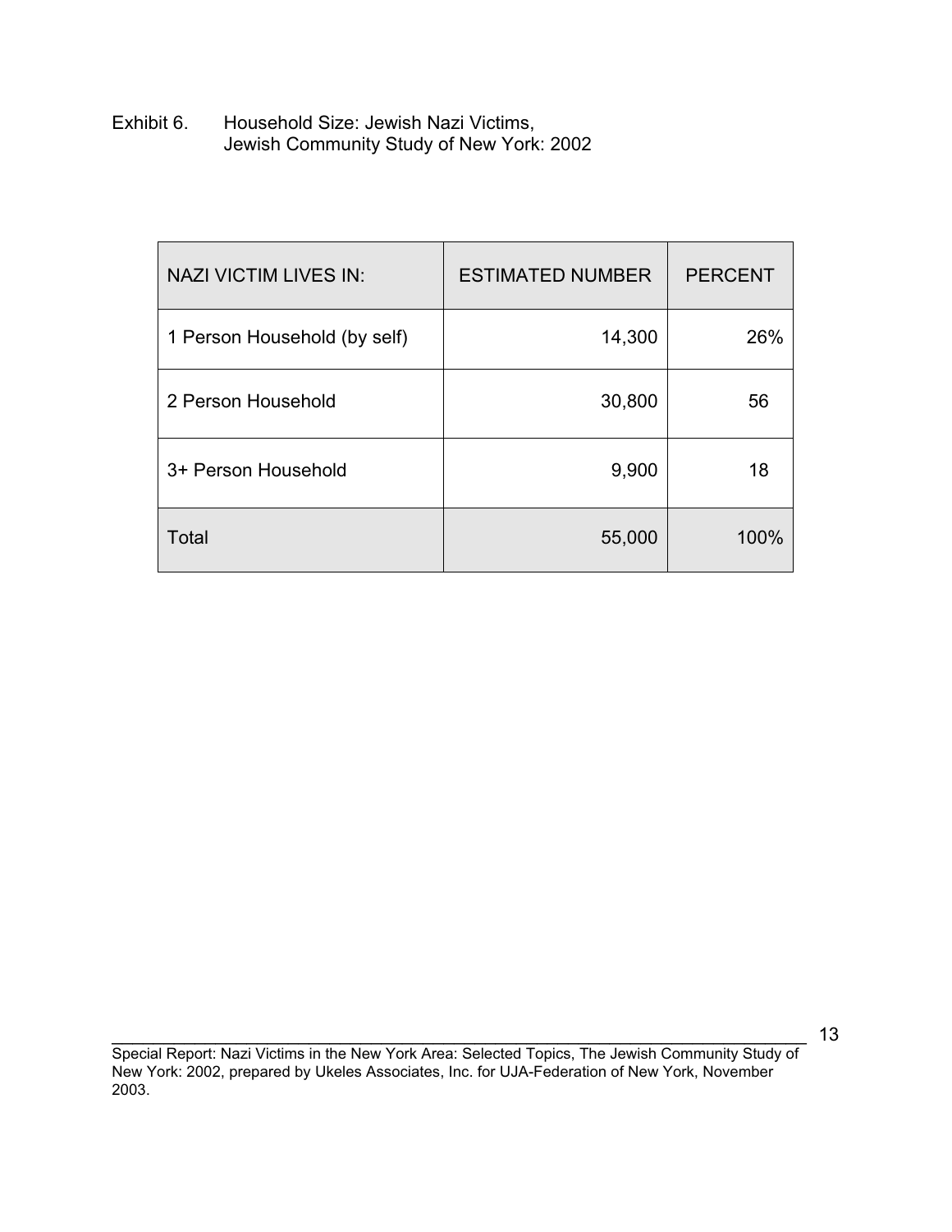Exhibit 6. Household Size: Jewish Nazi Victims, Jewish Community Study of New York: 2002

| NAZI VICTIM LIVES IN: | ESTIMATED NUMBER | PERCENT |
|---|---|---|
| 1 Person Household (by self) | 14,300 | 26% |
| 2 Person Household | 30,800 | 56 |
| 3+ Person Household | 9,900 | 18 |
| Total | 55,000 | 100% |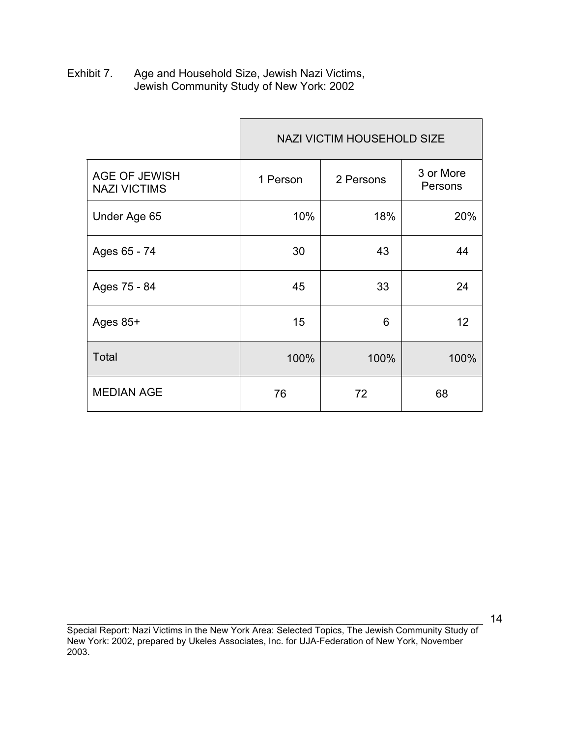Exhibit 7. Age and Household Size, Jewish Nazi Victims, Jewish Community Study of New York: 2002

| | NAZI VICTIM HOUSEHOLD SIZE | | |
|---|---|---|---|
| AGE OF JEWISH NAZI VICTIMS | 1 Person | 2 Persons | 3 or More Persons |
| Under Age 65 | 10% | 18% | 20% |
| Ages 65 - 74 | 30 | 43 | 44 |
| Ages 75 - 84 | 45 | 33 | 24 |
| Ages 85+ | 15 | 6 | 12 |
| Total | 100% | 100% | 100% |
| MEDIAN AGE | 76 | 72 | 68 |

Special Report: Nazi Victims in the New York Area: Selected Topics, The Jewish Community Study of New York: 2002, prepared by Ukeles Associates, Inc. for UJA-Federation of New York, November 2003.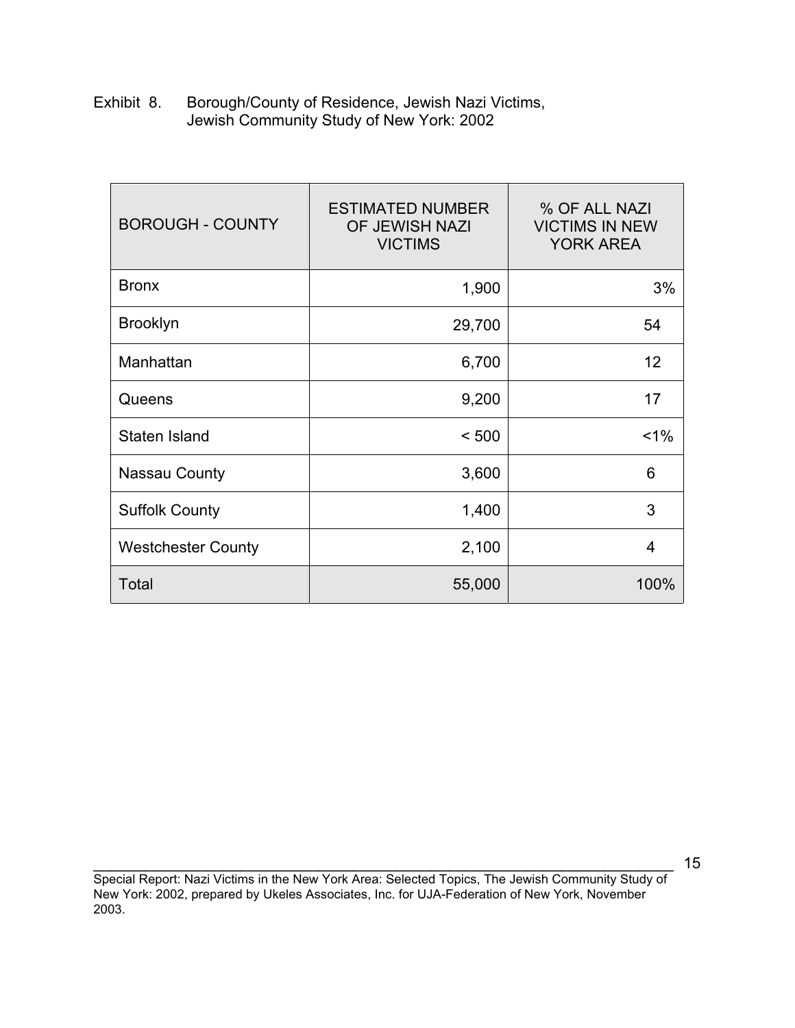Exhibit 8. Borough/County of Residence, Jewish Nazi Victims, Jewish Community Study of New York: 2002

| BOROUGH - COUNTY | ESTIMATED NUMBER OF JEWISH NAZI VICTIMS | % OF ALL NAZI VICTIMS IN NEW YORK AREA |
|---|---|---|
| Bronx | 1,900 | 3% |
| Brooklyn | 29,700 | 54 |
| Manhattan | 6,700 | 12 |
| Queens | 9,200 | 17 |
| Staten Island | < 500 | <1% |
| Nassau County | 3,600 | 6 |
| Suffolk County | 1,400 | 3 |
| Westchester County | 2,100 | 4 |
| Total | 55,000 | 100% |

Special Report: Nazi Victims in the New York Area: Selected Topics, The Jewish Community Study of New York: 2002, prepared by Ukeles Associates, Inc. for UJA-Federation of New York, November 2003.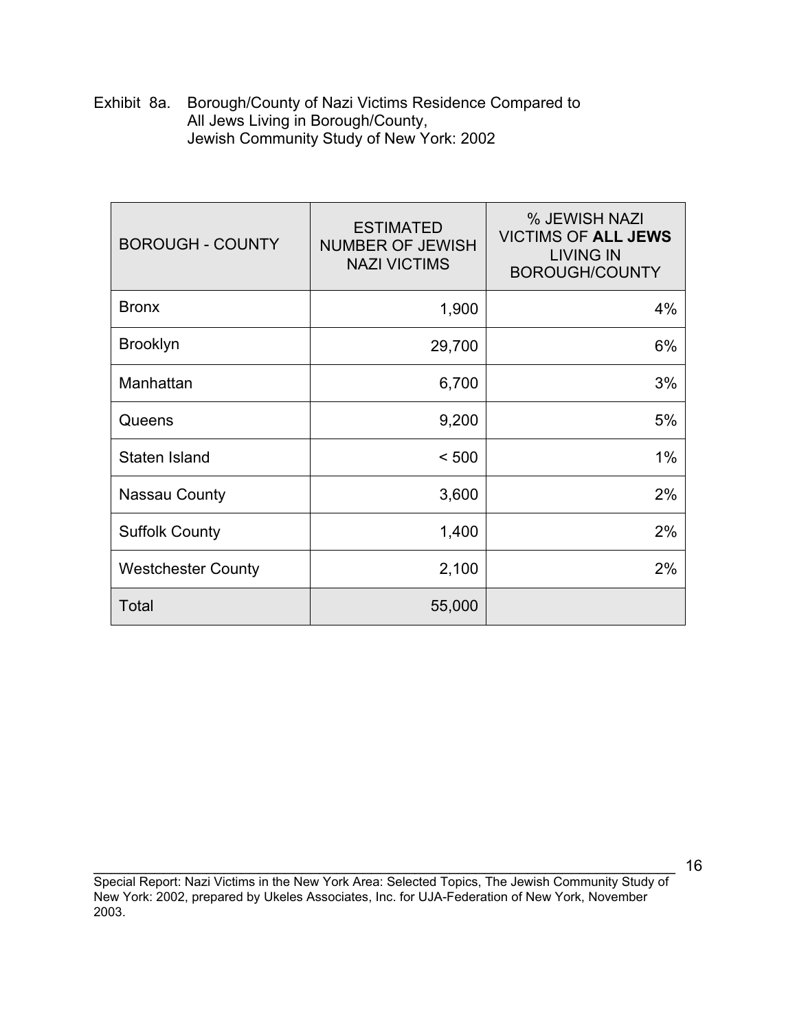Exhibit 8a. Borough/County of Nazi Victims Residence Compared to All Jews Living in Borough/County, Jewish Community Study of New York: 2002

| BOROUGH - COUNTY | ESTIMATED NUMBER OF JEWISH NAZI VICTIMS | % JEWISH NAZI VICTIMS OF **ALL JEWS** LIVING IN BOROUGH/COUNTY |
|---|---|---|
| Bronx | 1,900 | 4% |
| Brooklyn | 29,700 | 6% |
| Manhattan | 6,700 | 3% |
| Queens | 9,200 | 5% |
| Staten Island | < 500 | 1% |
| Nassau County | 3,600 | 2% |
| Suffolk County | 1,400 | 2% |
| Westchester County | 2,100 | 2% |
| Total | 55,000 | |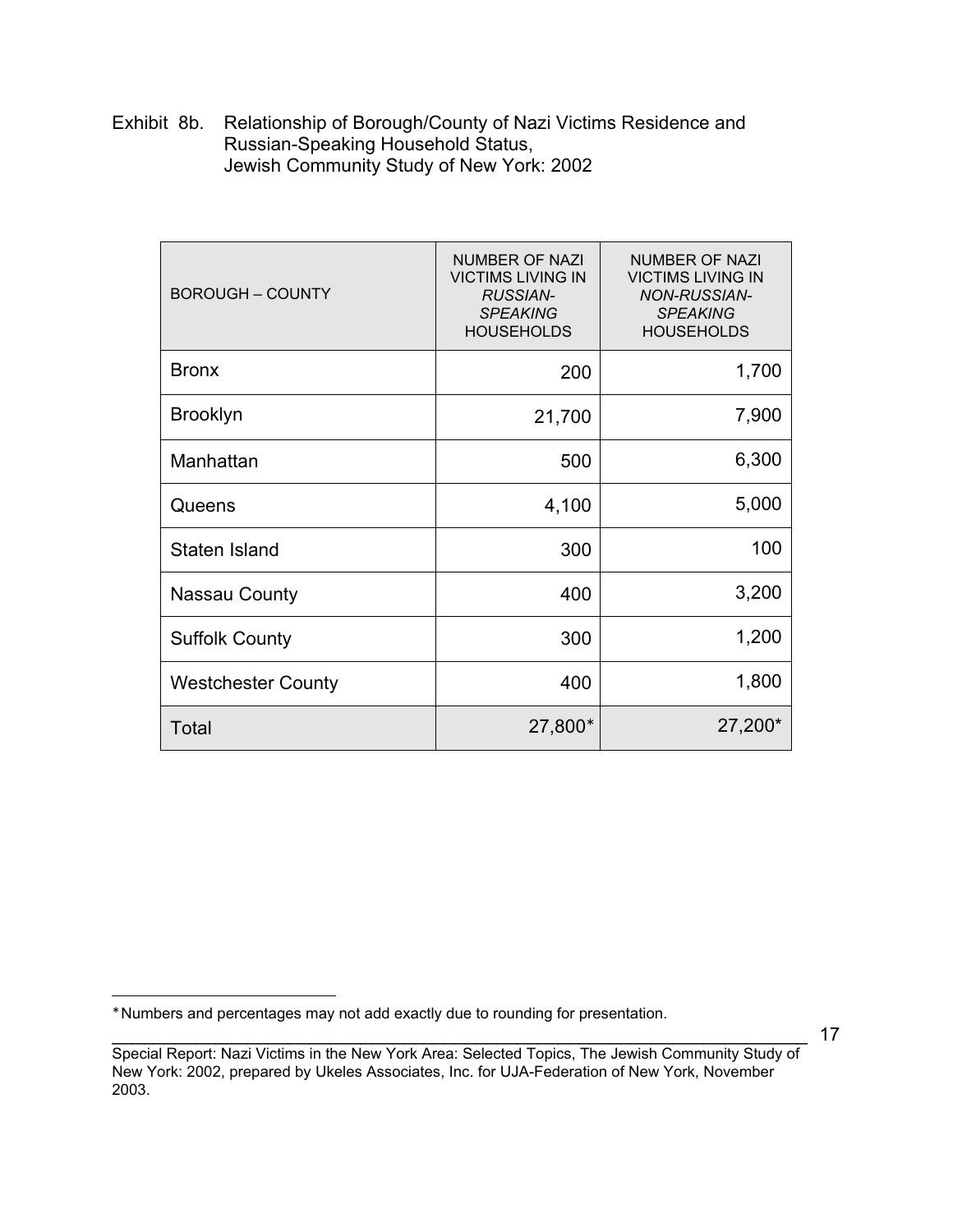Exhibit 8b. Relationship of Borough/County of Nazi Victims Residence and Russian-Speaking Household Status, Jewish Community Study of New York: 2002

| BOROUGH – COUNTY | NUMBER OF NAZI VICTIMS LIVING IN *RUSSIAN-SPEAKING* HOUSEHOLDS | NUMBER OF NAZI VICTIMS LIVING IN *NON-RUSSIAN-SPEAKING* HOUSEHOLDS |
|---|---|---|
| Bronx | 200 | 1,700 |
| Brooklyn | 21,700 | 7,900 |
| Manhattan | 500 | 6,300 |
| Queens | 4,100 | 5,000 |
| Staten Island | 300 | 100 |
| Nassau County | 400 | 3,200 |
| Suffolk County | 300 | 1,200 |
| Westchester County | 400 | 1,800 |
| Total | 27,800* | 27,200* |

*Numbers and percentages may not add exactly due to rounding for presentation.

Special Report: Nazi Victims in the New York Area: Selected Topics, The Jewish Community Study of New York: 2002, prepared by Ukeles Associates, Inc. for UJA-Federation of New York, November 2003.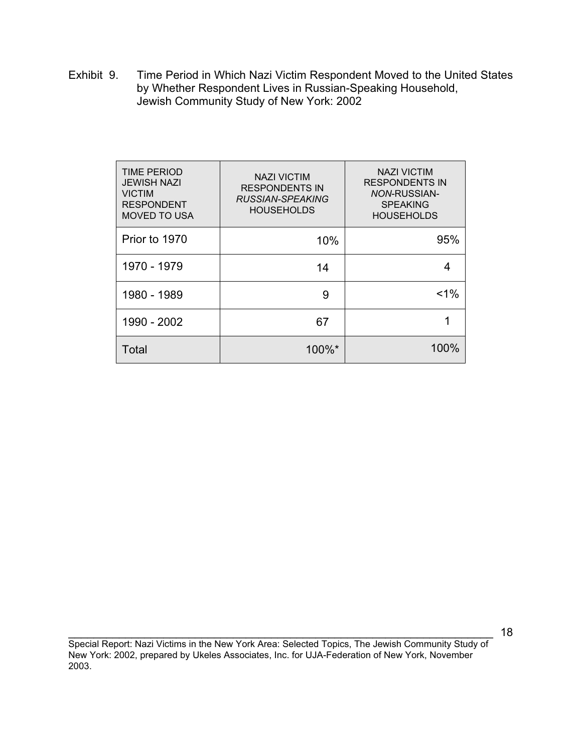Exhibit 9. Time Period in Which Nazi Victim Respondent Moved to the United States by Whether Respondent Lives in Russian-Speaking Household, Jewish Community Study of New York: 2002

| TIME PERIOD JEWISH NAZI VICTIM RESPONDENT MOVED TO USA | NAZI VICTIM RESPONDENTS IN *RUSSIAN-SPEAKING* HOUSEHOLDS | NAZI VICTIM RESPONDENTS IN *NON*-RUSSIAN-SPEAKING HOUSEHOLDS |
|---|---|---|
| Prior to 1970 | 10% | 95% |
| 1970 - 1979 | 14 | 4 |
| 1980 - 1989 | 9 | <1% |
| 1990 - 2002 | 67 | 1 |
| Total | 100%* | 100% |

Special Report: Nazi Victims in the New York Area: Selected Topics, The Jewish Community Study of New York: 2002, prepared by Ukeles Associates, Inc. for UJA-Federation of New York, November 2003.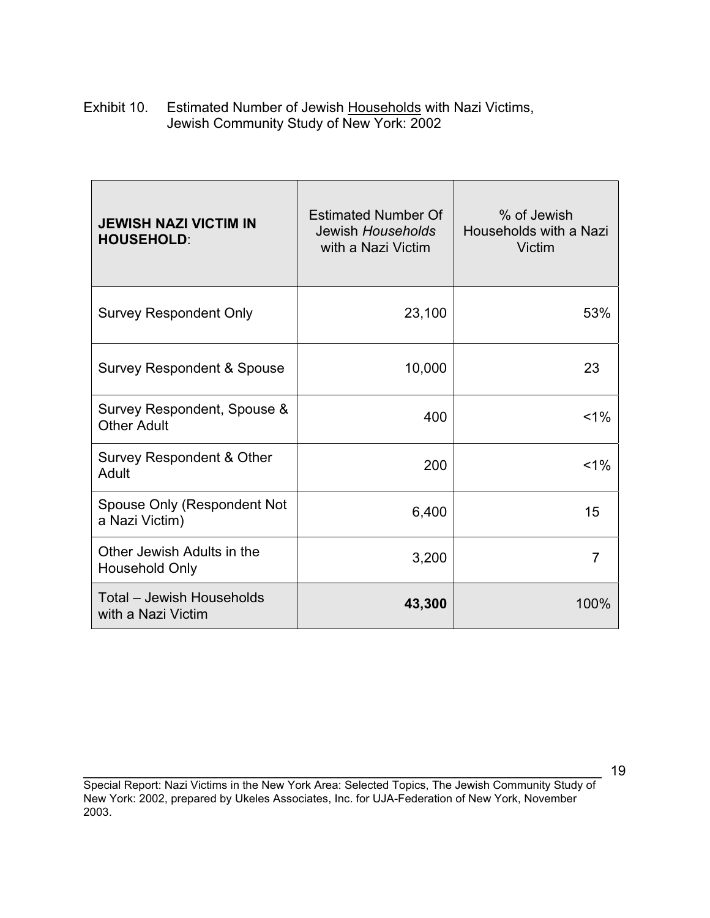Exhibit 10. Estimated Number of Jewish Households with Nazi Victims, Jewish Community Study of New York: 2002

| **JEWISH NAZI VICTIM IN HOUSEHOLD**: | Estimated Number Of Jewish *Households* with a Nazi Victim | % of Jewish Households with a Nazi Victim |
|---|---|---|
| Survey Respondent Only | 23,100 | 53% |
| Survey Respondent & Spouse | 10,000 | 23 |
| Survey Respondent, Spouse & Other Adult | 400 | <1% |
| Survey Respondent & Other Adult | 200 | <1% |
| Spouse Only (Respondent Not a Nazi Victim) | 6,400 | 15 |
| Other Jewish Adults in the Household Only | 3,200 | 7 |
| Total – Jewish Households with a Nazi Victim | **43,300** | 100% |

Special Report: Nazi Victims in the New York Area: Selected Topics, The Jewish Community Study of New York: 2002, prepared by Ukeles Associates, Inc. for UJA-Federation of New York, November 2003.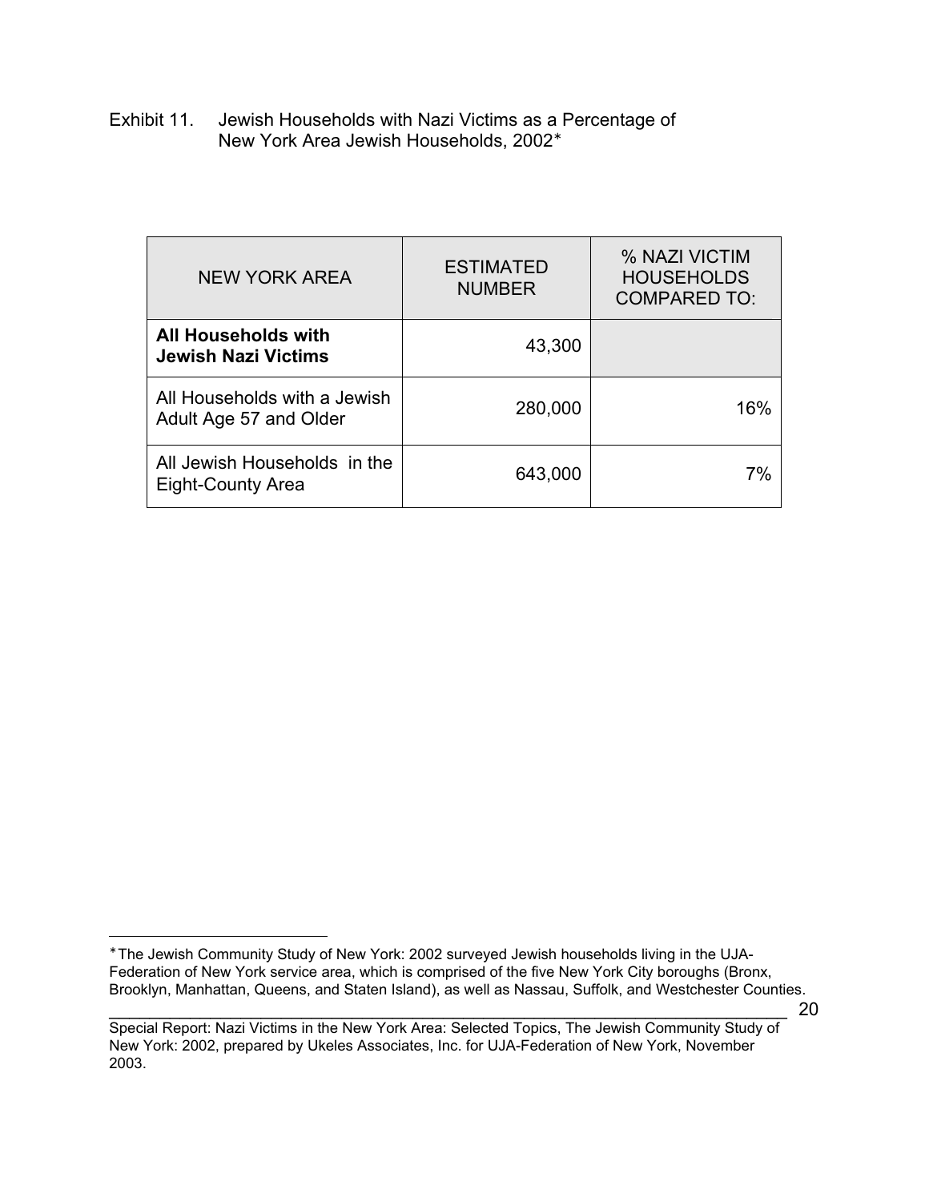Exhibit 11. Jewish Households with Nazi Victims as a Percentage of New York Area Jewish Households, 2002*

| NEW YORK AREA | ESTIMATED NUMBER | % NAZI VICTIM HOUSEHOLDS COMPARED TO: |
|---|---|---|
| **All Households with Jewish Nazi Victims** | 43,300 | |
| All Households with a Jewish Adult Age 57 and Older | 280,000 | 16% |
| All Jewish Households in the Eight-County Area | 643,000 | 7% |

*The Jewish Community Study of New York: 2002 surveyed Jewish households living in the UJA-Federation of New York service area, which is comprised of the five New York City boroughs (Bronx, Brooklyn, Manhattan, Queens, and Staten Island), as well as Nassau, Suffolk, and Westchester Counties.

Special Report: Nazi Victims in the New York Area: Selected Topics, The Jewish Community Study of New York: 2002, prepared by Ukeles Associates, Inc. for UJA-Federation of New York, November 2003.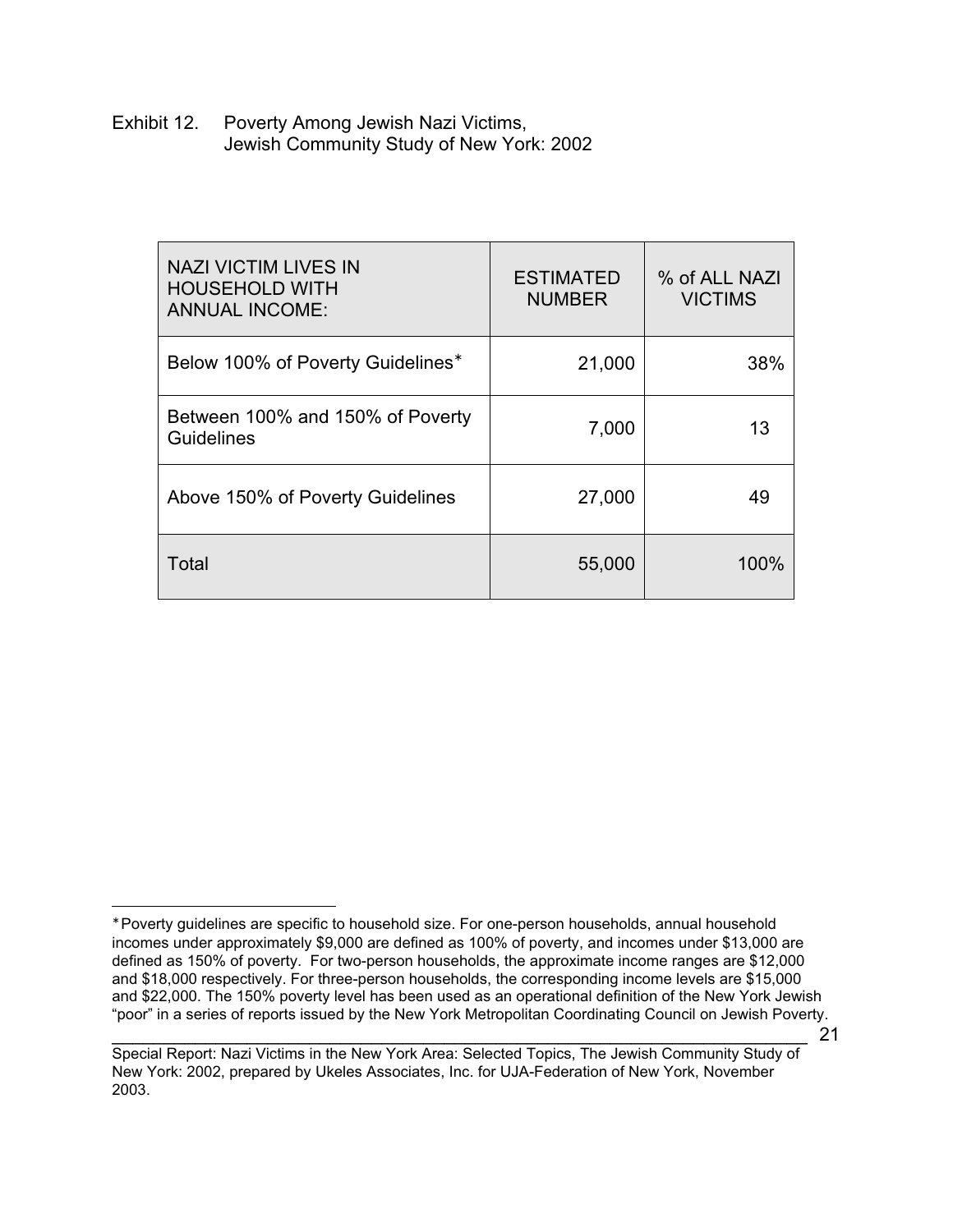Exhibit 12. Poverty Among Jewish Nazi Victims, Jewish Community Study of New York: 2002

| NAZI VICTIM LIVES IN HOUSEHOLD WITH ANNUAL INCOME: | ESTIMATED NUMBER | % of ALL NAZI VICTIMS |
|---|---|---|
| Below 100% of Poverty Guidelines* | 21,000 | 38% |
| Between 100% and 150% of Poverty Guidelines | 7,000 | 13 |
| Above 150% of Poverty Guidelines | 27,000 | 49 |
| Total | 55,000 | 100% |

*Poverty guidelines are specific to household size. For one-person households, annual household incomes under approximately $9,000 are defined as 100% of poverty, and incomes under $13,000 are defined as 150% of poverty. For two-person households, the approximate income ranges are $12,000 and $18,000 respectively. For three-person households, the corresponding income levels are $15,000 and $22,000. The 150% poverty level has been used as an operational definition of the New York Jewish "poor" in a series of reports issued by the New York Metropolitan Coordinating Council on Jewish Poverty.

Special Report: Nazi Victims in the New York Area: Selected Topics, The Jewish Community Study of New York: 2002, prepared by Ukeles Associates, Inc. for UJA-Federation of New York, November 2003.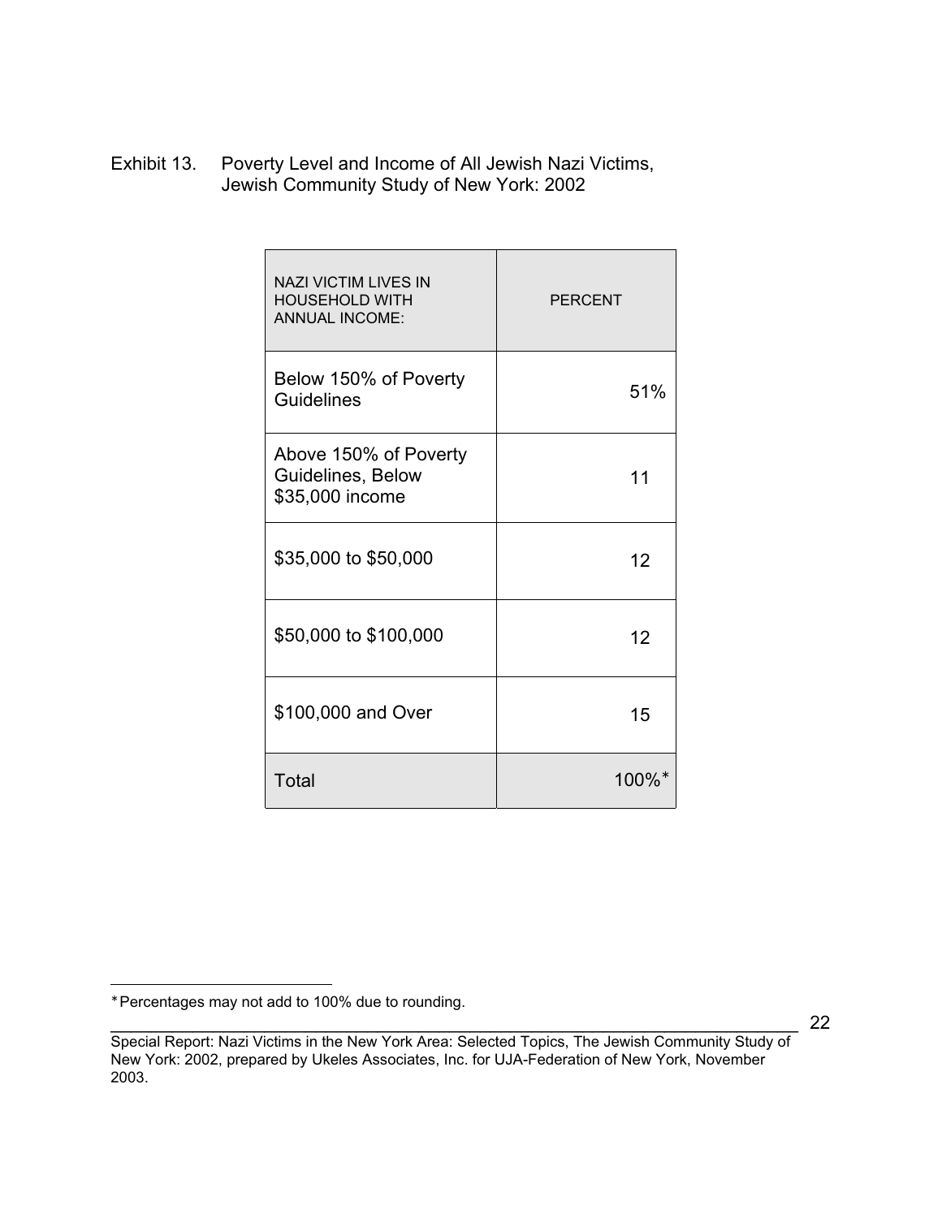Exhibit 13. Poverty Level and Income of All Jewish Nazi Victims, Jewish Community Study of New York: 2002

| NAZI VICTIM LIVES IN HOUSEHOLD WITH ANNUAL INCOME: | PERCENT |
|---|---|
| Below 150% of Poverty Guidelines | 51% |
| Above 150% of Poverty Guidelines, Below $35,000 income | 11 |
| $35,000 to $50,000 | 12 |
| $50,000 to $100,000 | 12 |
| $100,000 and Over | 15 |
| Total | 100%* |

*Percentages may not add to 100% due to rounding.

Special Report: Nazi Victims in the New York Area: Selected Topics, The Jewish Community Study of New York: 2002, prepared by Ukeles Associates, Inc. for UJA-Federation of New York, November 2003.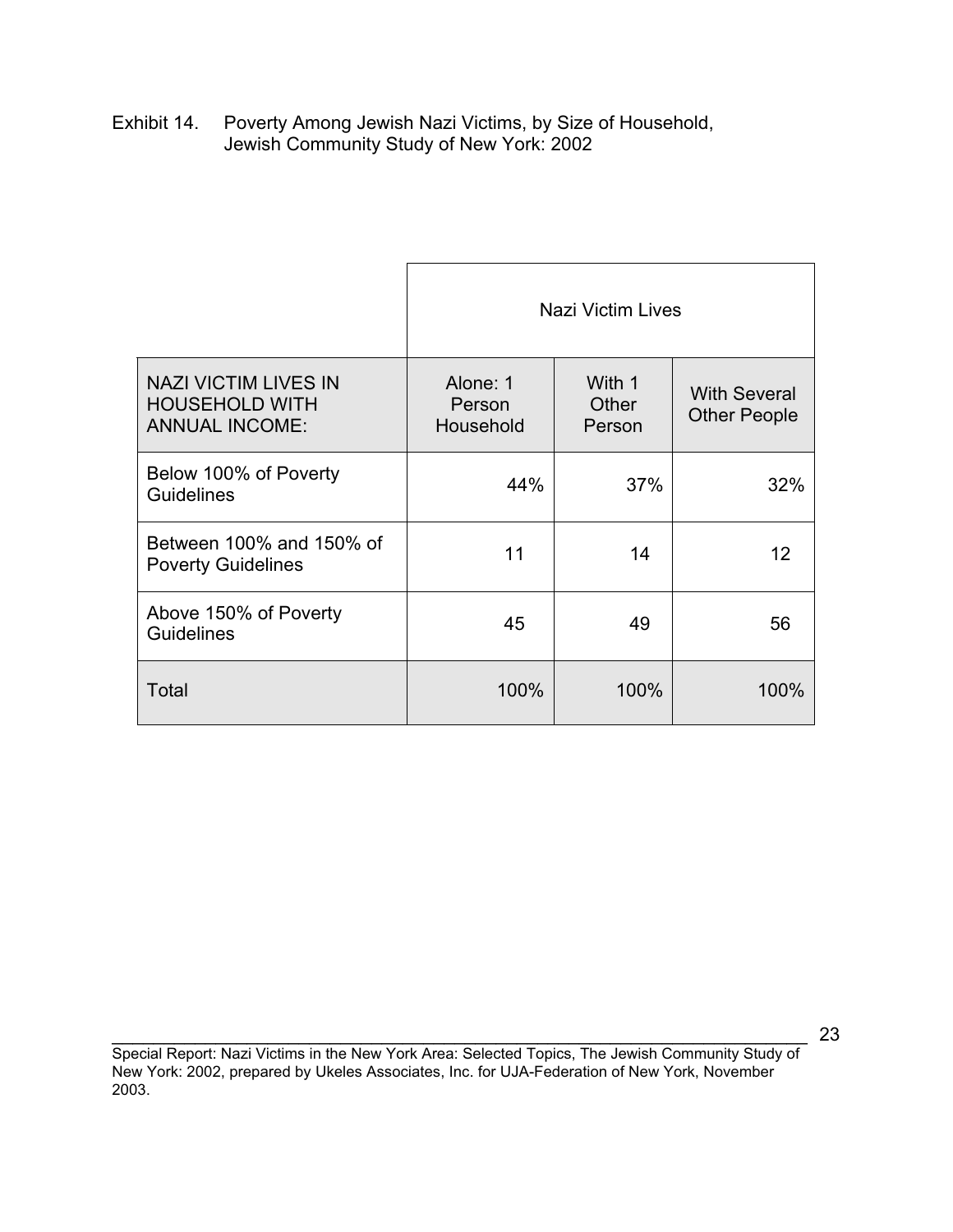Exhibit 14. Poverty Among Jewish Nazi Victims, by Size of Household, Jewish Community Study of New York: 2002

| | Nazi Victim Lives | | |
|---|---|---|---|
| NAZI VICTIM LIVES IN HOUSEHOLD WITH ANNUAL INCOME: | Alone: 1 Person Household | With 1 Other Person | With Several Other People |
| Below 100% of Poverty Guidelines | 44% | 37% | 32% |
| Between 100% and 150% of Poverty Guidelines | 11 | 14 | 12 |
| Above 150% of Poverty Guidelines | 45 | 49 | 56 |
| Total | 100% | 100% | 100% |

Special Report: Nazi Victims in the New York Area: Selected Topics, The Jewish Community Study of New York: 2002, prepared by Ukeles Associates, Inc. for UJA-Federation of New York, November 2003.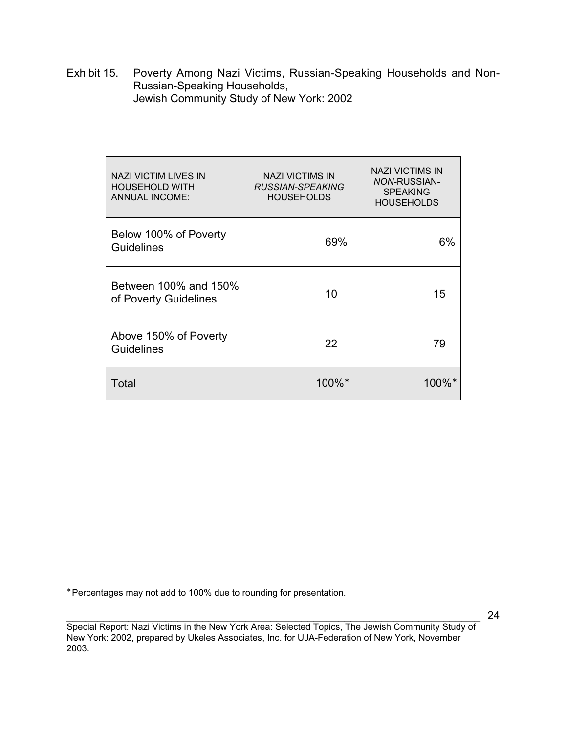Exhibit 15. Poverty Among Nazi Victims, Russian-Speaking Households and Non-Russian-Speaking Households, Jewish Community Study of New York: 2002

| NAZI VICTIM LIVES IN HOUSEHOLD WITH ANNUAL INCOME: | NAZI VICTIMS IN *RUSSIAN-SPEAKING* HOUSEHOLDS | NAZI VICTIMS IN *NON*-RUSSIAN-SPEAKING HOUSEHOLDS |
|---|---|---|
| Below 100% of Poverty Guidelines | 69% | 6% |
| Between 100% and 150% of Poverty Guidelines | 10 | 15 |
| Above 150% of Poverty Guidelines | 22 | 79 |
| Total | 100%* | 100%* |

*Percentages may not add to 100% due to rounding for presentation.

Special Report: Nazi Victims in the New York Area: Selected Topics, The Jewish Community Study of New York: 2002, prepared by Ukeles Associates, Inc. for UJA-Federation of New York, November 2003.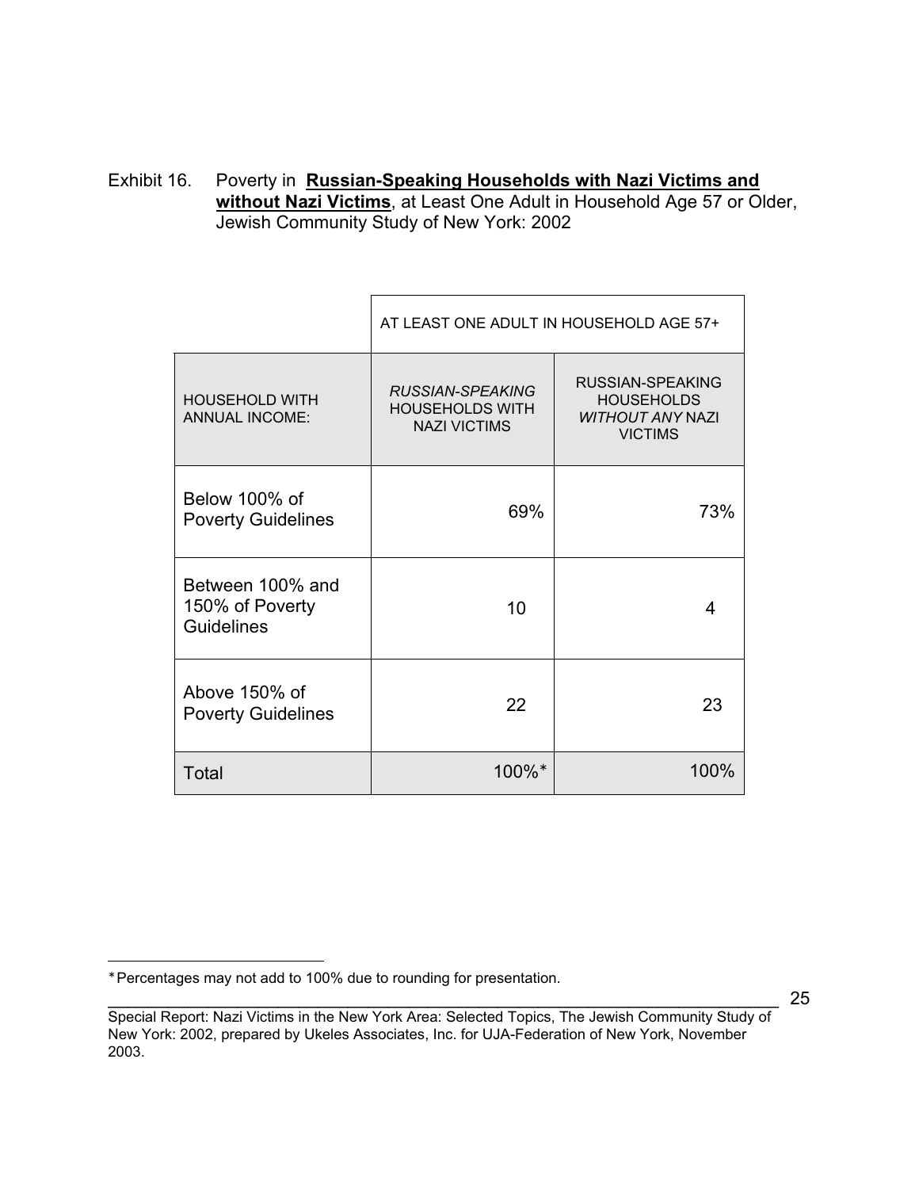Exhibit 16. Poverty in **Russian-Speaking Households with Nazi Victims and without Nazi Victims**, at Least One Adult in Household Age 57 or Older, Jewish Community Study of New York: 2002

| | AT LEAST ONE ADULT IN HOUSEHOLD AGE 57+ | |
|---|---|---|
| HOUSEHOLD WITH ANNUAL INCOME: | *RUSSIAN-SPEAKING* HOUSEHOLDS WITH NAZI VICTIMS | RUSSIAN-SPEAKING HOUSEHOLDS *WITHOUT ANY* NAZI VICTIMS |
| Below 100% of Poverty Guidelines | 69% | 73% |
| Between 100% and 150% of Poverty Guidelines | 10 | 4 |
| Above 150% of Poverty Guidelines | 22 | 23 |
| Total | 100%* | 100% |

*Percentages may not add to 100% due to rounding for presentation.

Special Report: Nazi Victims in the New York Area: Selected Topics, The Jewish Community Study of New York: 2002, prepared by Ukeles Associates, Inc. for UJA-Federation of New York, November 2003.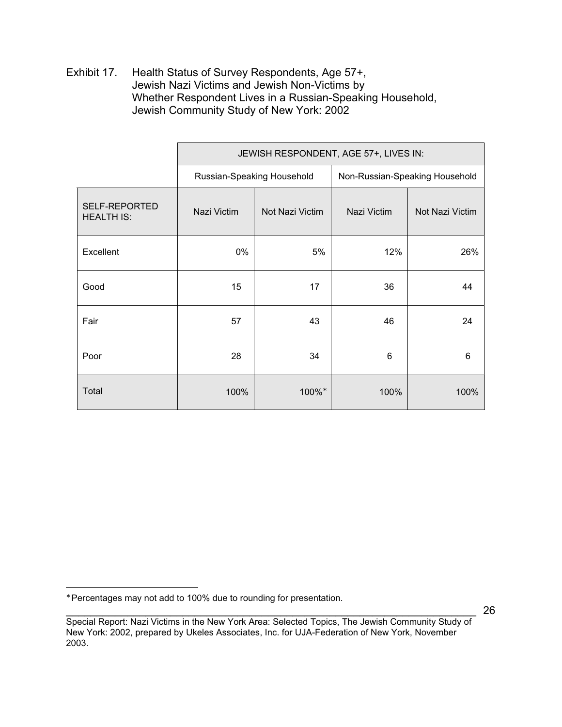Exhibit 17. Health Status of Survey Respondents, Age 57+, Jewish Nazi Victims and Jewish Non-Victims by Whether Respondent Lives in a Russian-Speaking Household, Jewish Community Study of New York: 2002

| | JEWISH RESPONDENT, AGE 57+, LIVES IN: | | | |
|---|---|---|---|---|
| | Russian-Speaking Household | | Non-Russian-Speaking Household | |
| SELF-REPORTED HEALTH IS: | Nazi Victim | Not Nazi Victim | Nazi Victim | Not Nazi Victim |
| Excellent | 0% | 5% | 12% | 26% |
| Good | 15 | 17 | 36 | 44 |
| Fair | 57 | 43 | 46 | 24 |
| Poor | 28 | 34 | 6 | 6 |
| Total | 100% | 100%* | 100% | 100% |

*Percentages may not add to 100% due to rounding for presentation.

Special Report: Nazi Victims in the New York Area: Selected Topics, The Jewish Community Study of New York: 2002, prepared by Ukeles Associates, Inc. for UJA-Federation of New York, November 2003.